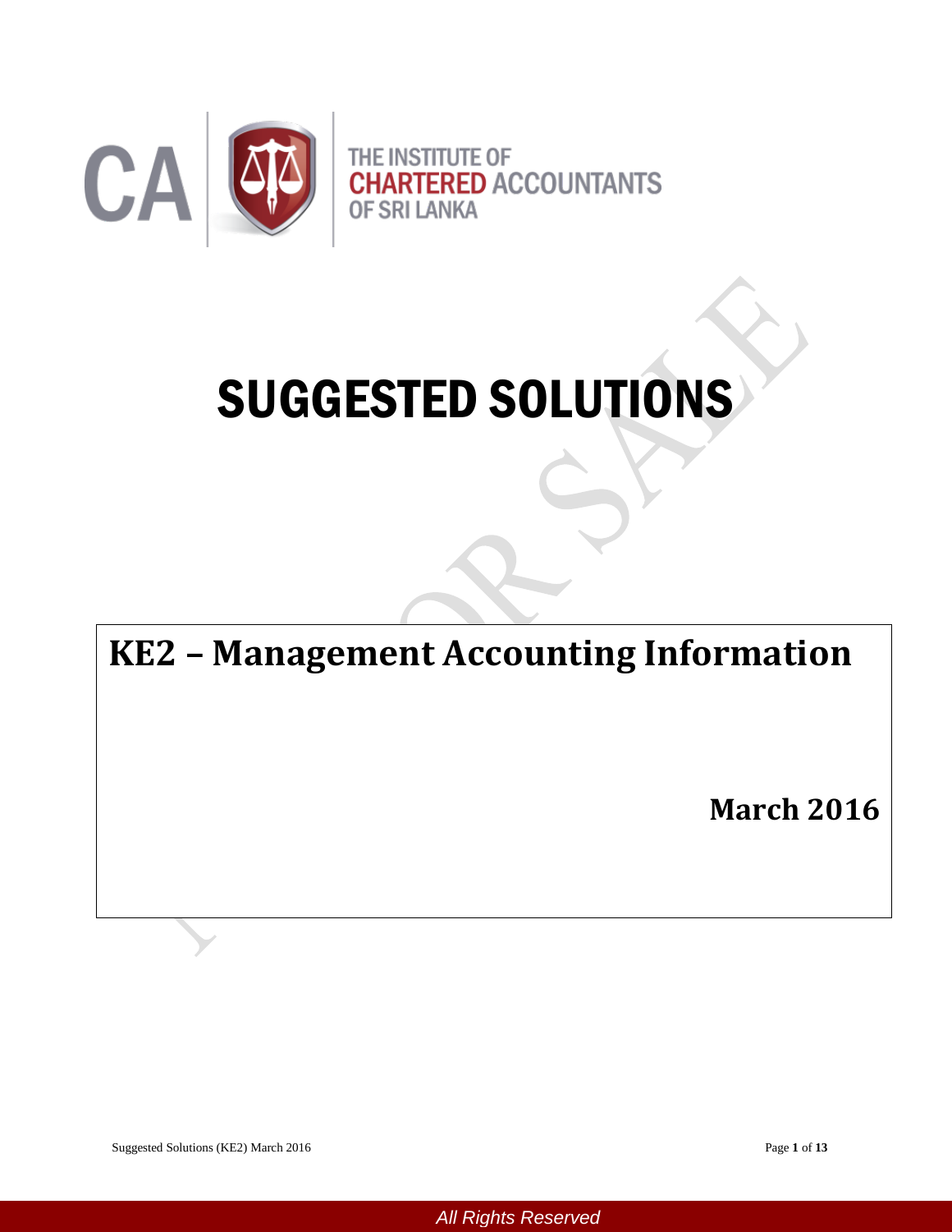THE INSTITUTE OF CHARTERED ACCOUNTANTS OF SRI LANKA

# SUGGESTED SOLUTIONS

## KE2 – Management Accounting Information

**March 2016**

All Rights Reserved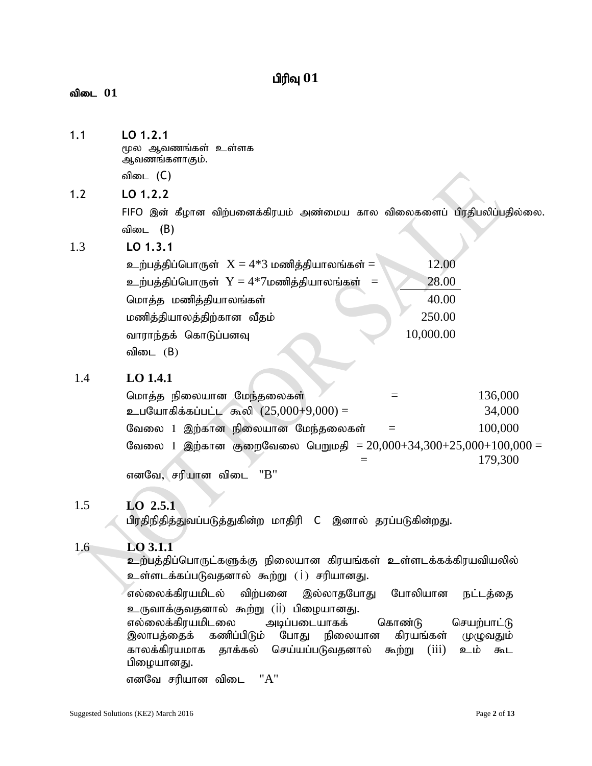# பிரிவு 01

**விடை 01**

1.1 **LO 1.2.1**

மூல ஆவணங்கள் உள்ளக ஆவணங்களாகும்.

விடை (C)

1.2 **LO 1.2.2**

FIFO இன் கீழான விற்பனைக்கிரயம் அண்மைய கால விலைகளைப் பிரதிபலிப்பதில்லை.

விடை (B)

1.3 **LO 1.3.1**

| | |
|---|---|
| உற்பத்திப்பொருள் X = 4*3 மணித்தியாலங்கள் = | 12.00 |
| உற்பத்திப்பொருள் Y = 4*7மணித்தியாலங்கள் = | 28.00 |
| மொத்த மணித்தியாலங்கள் | 40.00 |
| மணித்தியாலத்திற்கான வீதம் | 250.00 |
| வாராந்தக் கொடுப்பனவு | 10,000.00 |

விடை (B)

1.4 **LO 1.4.1**

| | | |
|---|---|---|
| மொத்த நிலையான மேந்தலைகள் | = | 136,000 |
| உபயோகிக்கப்பட்ட கூலி (25,000+9,000) = | | 34,000 |
| வேலை 1 இற்கான நிலையான மேந்தலைகள் | = | 100,000 |
| வேலை 1 இற்கான குறைவேலை பெறுமதி = 20,000+34,300+25,000+100,000 = | = | 179,300 |

எனவே, சரியான விடை "B"

1.5 **LO 2.5.1**

பிரதிநிதித்துவப்படுத்துகின்ற மாதிரி C இனால் தரப்படுகின்றது.

1.6 **LO 3.1.1**

உற்பத்திப்பொருட்களுக்கு நிலையான கிரயங்கள் உள்ளடக்கக்கிரயவியலில் உள்ளடக்கப்படுவதனால் கூற்று (i) சரியானது.

எல்லைக்கிரயமிடல் விற்பனை இல்லாதபோது போலியான நட்டத்தை உருவாக்குவதனால் கூற்று (ii) பிழையானது.

எல்லைக்கிரயமிடலை அடிப்படையாகக் கொண்டு செயற்பாட்டு இலாபத்தைக் கணிப்பிடும் போது நிலையான கிரயங்கள் முழுவதும் காலக்கிரயமாக தாக்கல் செய்யப்படுவதனால் கூற்று (iii) உம் கூட பிழையானது.

எனவே சரியான விடை "A"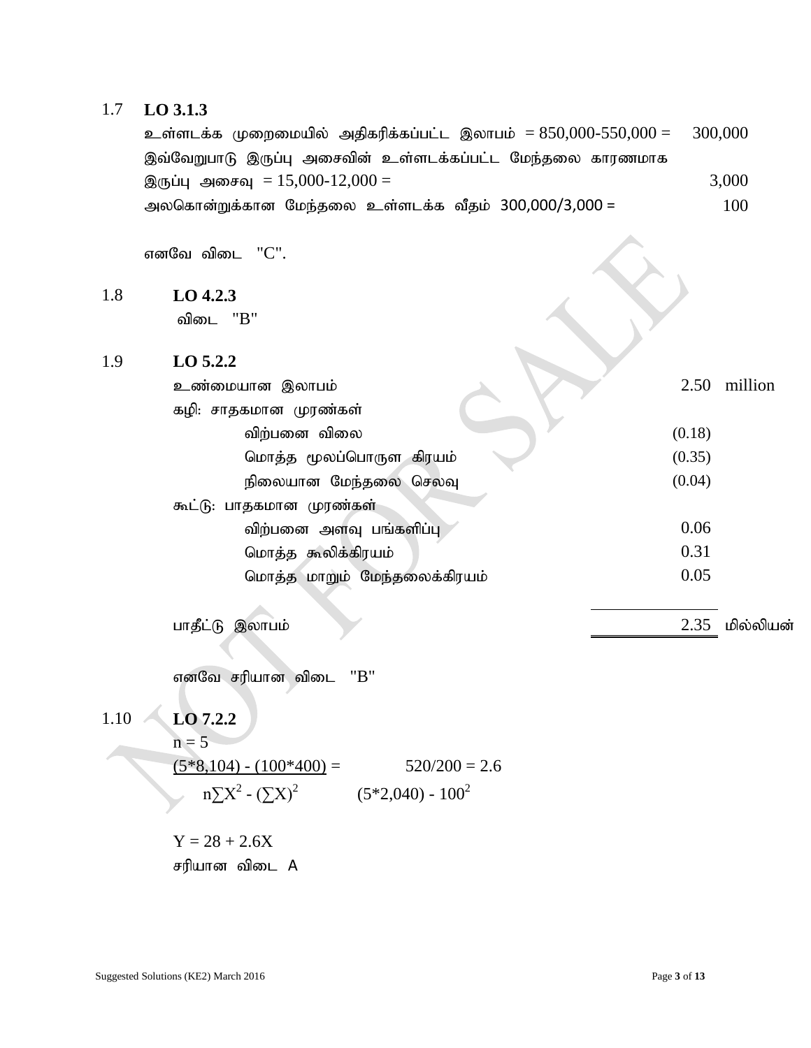1.7 **LO 3.1.3**

| | |
|---|---|
| உள்ளடக்க முறைமையில் அதிகரிக்கப்பட்ட இலாபம் = 850,000-550,000 = | 300,000 |
| இவ்வேறுபாடு இருப்பு அசைவின் உள்ளடக்கப்பட்ட மேந்தலை காரணமாக இருப்பு அசைவு = 15,000-12,000 = | 3,000 |
| அலகொன்றுக்கான மேந்தலை உள்ளடக்க வீதம் 300,000/3,000 = | 100 |

எனவே விடை "C".

1.8 **LO 4.2.3**

விடை "B"

1.9 **LO 5.2.2**

| | | | |
|---|---|---|---|
| உண்மையான இலாபம் | | 2.50 | million |
| கழி: சாதகமான முரண்கள் | | | |
| விற்பனை விலை | (0.18) | | |
| மொத்த மூலப்பொருள கிரயம் | (0.35) | | |
| நிலையான மேந்தலை செலவு | (0.04) | | |
| கூட்டு: பாதகமான முரண்கள் | | | |
| விற்பனை அளவு பங்களிப்பு | 0.06 | | |
| மொத்த கூலிக்கிரயம் | 0.31 | | |
| மொத்த மாறும் மேந்தலைக்கிரயம் | 0.05 | | |
| பாதீட்டு இலாபம் | | 2.35 | மில்லியன் |

எனவே சரியான விடை "B"

1.10 **LO 7.2.2**

$n = 5$

$$\frac{(5*8,104) - (100*400)}{n\sum X^2 - (\sum X)^2} = \frac{520}{(5*2,040) - 100^2} = 520/200 = 2.6$$

$Y = 28 + 2.6X$

சரியான விடை A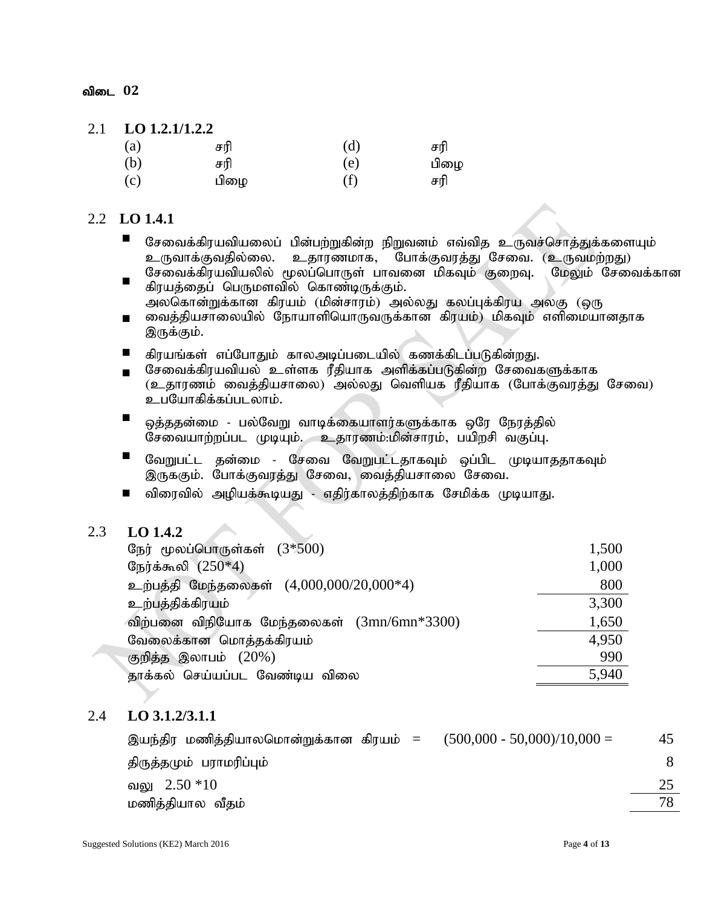**விடை 02**

2.1 **LO 1.2.1/1.2.2**

| | | | |
|---|---|---|---|
| (a) | சரி | (d) | சரி |
| (b) | சரி | (e) | பிழை |
| (c) | பிழை | (f) | சரி |

2.2 **LO 1.4.1**

- சேவைக்கிரயவியலைப் பின்பற்றுகின்ற நிறுவனம் எவ்வித உருவச்சொத்துக்களையும் உருவாக்குவதில்லை. உதாரணமாக, போக்குவரத்து சேவை. (உருவமற்றது)
- சேவைக்கிரயவியலில் மூலப்பொருள் பாவனை மிகவும் குறைவு. மேலும் சேவைக்கான கிரயத்தைப் பெருமளவில் கொண்டிருக்கும்.
- அலகொன்றுக்கான கிரயம் (மின்சாரம்) அல்லது கலப்புக்கிரய அலகு (ஒரு வைத்தியசாலையில் நோயாளியொருவருக்கான கிரயம்) மிகவும் எளிமையானதாக இருக்கும்.
- கிரயங்கள் எப்போதும் காலஅடிப்படையில் கணக்கிடப்படுகின்றது.
- சேவைக்கிரயவியல் உள்ளக ரீதியாக அளிக்கப்படுகின்ற சேவைகளுக்காக (உதாரணம் வைத்தியசாலை) அல்லது வெளியக ரீதியாக (போக்குவரத்து சேவை) உபயோகிக்கப்படலாம்.
- ஒத்ததன்மை - பல்வேறு வாடிக்கையாளர்களுக்காக ஒரே நேரத்தில் சேவையாற்றப்பட முடியும். உதாரணம்:மின்சாரம், பயிறசி வகுப்பு.
- வேறுபட்ட தன்மை - சேவை வேறுபட்டதாகவும் ஒப்பிட முடியாததாகவும் இருககும். போக்குவரத்து சேவை, வைத்தியசாலை சேவை.
- விரைவில் அழியக்கூடியது - எதிர்காலத்திற்காக சேமிக்க முடியாது.

2.3 **LO 1.4.2**

| | |
|---|---|
| நேர் மூலப்பொருள்கள் (3*500) | 1,500 |
| நேர்க்கூலி (250*4) | 1,000 |
| உற்பத்தி மேந்தலைகள் (4,000,000/20,000*4) | 800 |
| உற்பத்திக்கிரயம் | 3,300 |
| விற்பனை விநியோக மேந்தலைகள் (3mn/6mn*3300) | 1,650 |
| வேலைக்கான மொத்தக்கிரயம் | 4,950 |
| குறித்த இலாபம் (20%) | 990 |
| தாக்கல் செய்யப்பட வேண்டிய விலை | 5,940 |

2.4 **LO 3.1.2/3.1.1**

| | | |
|---|---|---|
| இயந்திர மணித்தியாலமொன்றுக்கான கிரயம் = | (500,000 - 50,000)/10,000 = | 45 |
| திருத்தமும் பராமரிப்பும் | | 8 |
| வலு 2.50 *10 | | 25 |
| மணித்தியால வீதம் | | 78 |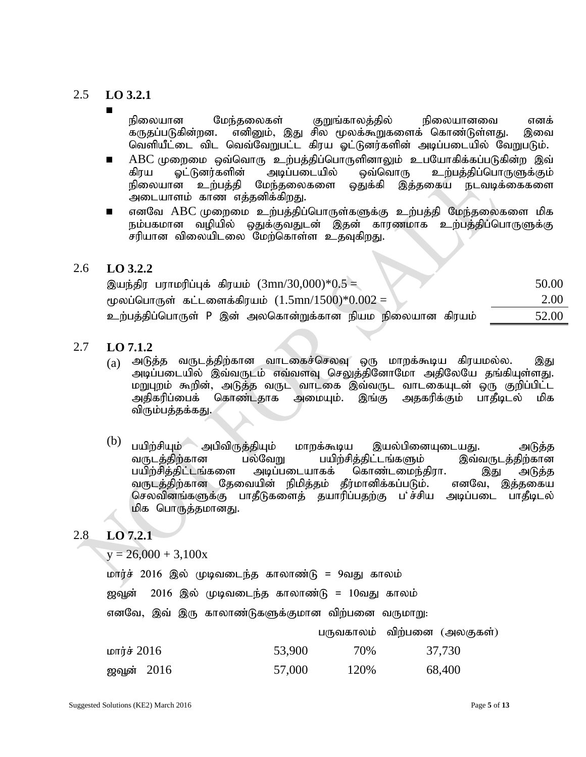2.5 **LO 3.2.1**

- நிலையான மேந்தலைகள் குறுங்காலத்தில் நிலையானவை எனக் கருதப்படுகின்றன. எனினும், இது சில மூலக்கூறுகளைக் கொண்டுள்ளது. இவை வெளியீட்டை விட வெவ்வேறுபட்ட கிரய ஓட்டுனர்களின் அடிப்படையில் வேறுபடும்.
- ABC முறைமை ஒவ்வொரு உற்பத்திப்பொருளினாலும் உபயோகிக்கப்படுகின்ற இவ் கிரய ஓட்டுனர்களின் அடிப்படையில் ஒவ்வொரு உற்பத்திப்பொருளுக்கும் நிலையான உற்பத்தி மேந்தலைகளை ஒதுக்கி இத்தகைய நடவடிக்கைகளை அடையாளம் காண எத்தனிக்கிறது.
- எனவே ABC முறைமை உற்பத்திப்பொருள்களுக்கு உற்பத்தி மேந்தலைகளை மிக நம்பகமான வழியில் ஒதுக்குவதுடன் இதன் காரணமாக உற்பத்திப்பொருளுக்கு சரியான விலையிடலை மேற்கொள்ள உதவுகிறது.

2.6 **LO 3.2.2**

| | |
|---|---|
| இயந்திர பராமரிப்புக் கிரயம் (3mn/30,000)*0.5 = | 50.00 |
| மூலப்பொருள் கட்டளைக்கிரயம் (1.5mn/1500)*0.002 = | 2.00 |
| உற்பத்திப்பொருள் P இன் அலகொன்றுக்கான நியம நிலையான கிரயம் | 52.00 |

2.7 **LO 7.1.2**

(a) அடுத்த வருடத்திற்கான வாடகைச்செலவு ஒரு மாறக்கூடிய கிரயமல்ல. இது அடிப்படையில் இவ்வருடம் எவ்வளவு செலுத்தினோமோ அதிலேயே தங்கியுள்ளது. மறுபுறம் கூறின், அடுத்த வருட வாடகை இவ்வருட வாடகையுடன் ஒரு குறிப்பிட்ட அதிகரிப்பைக் கொண்டதாக அமையும். இங்கு அதகரிக்கும் பாதீடல் மிக விரும்பத்தக்கது.

(b) பயிற்சியும் அபிவிருத்தியும் மாறக்கூடிய இயல்பினையுடையது. அடுத்த வருடத்திற்கான பல்வேறு பயிற்சித்திட்டங்களும் இவ்வருடத்திற்கான பயிற்சித்திட்டங்களை அடிப்படையாகக் கொண்டமைந்திரா. இது அடுத்த வருடத்திற்கான தேவையின் நிமித்தம் தீர்மானிக்கப்படும். எனவே, இத்தகைய செலவினங்களுக்கு பாதீடுகளைத் தயாரிப்பதற்கு ப'ச்சிய அடிப்படை பாதீடல் மிக பொருத்தமானது.

2.8 **LO 7.2.1**

$y = 26{,}000 + 3{,}100x$

மார்ச் 2016 இல் முடிவடைந்த காலாண்டு = 9வது காலம்

ஜவுன் 2016 இல் முடிவடைந்த காலாண்டு = 10வது காலம்

எனவே, இவ் இரு காலாண்டுகளுக்குமான விற்பனை வருமாறு:

| | | பருவகாலம் | விற்பனை (அலகுகள்) |
|---|---|---|---|
| மார்ச் 2016 | 53,900 | 70% | 37,730 |
| ஜவுன் 2016 | 57,000 | 120% | 68,400 |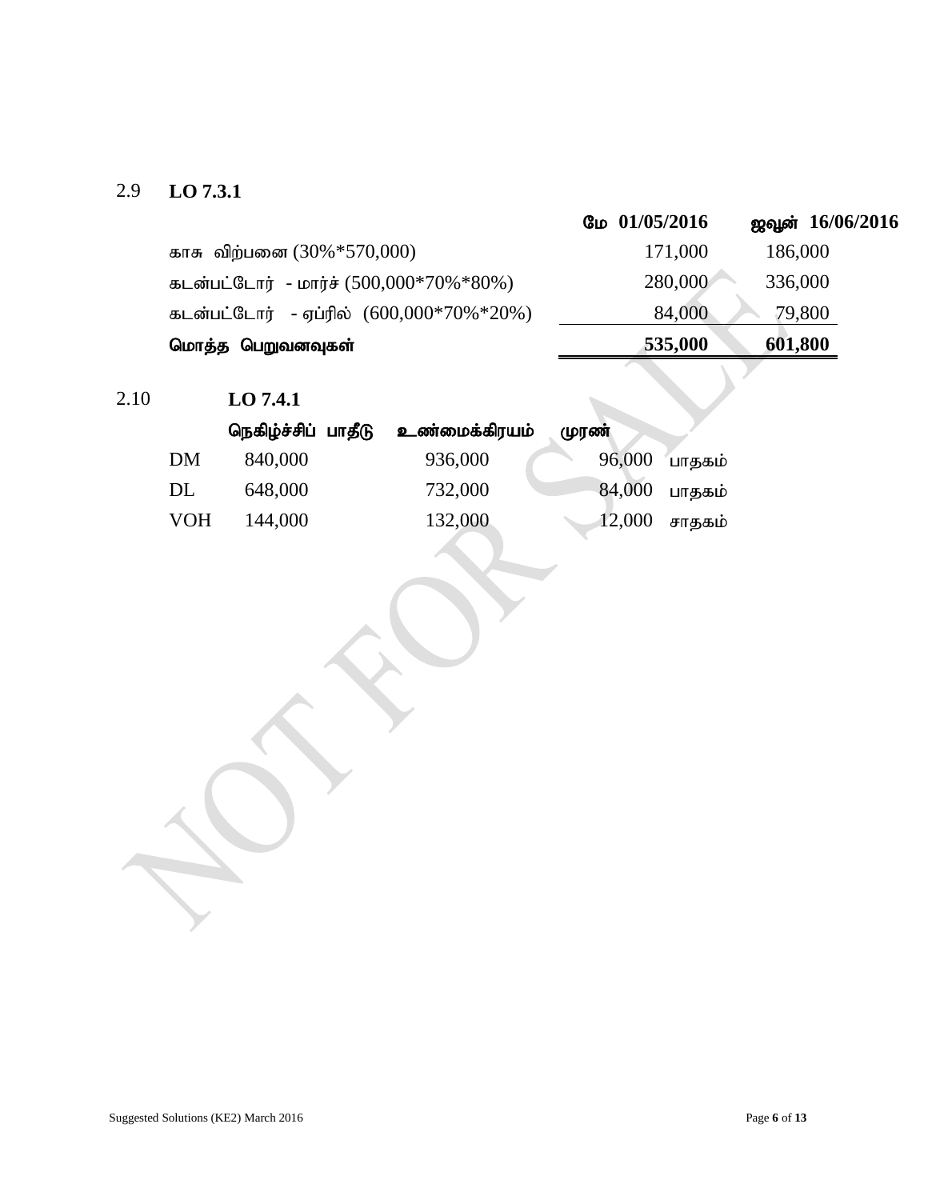## 2.9 LO 7.3.1

| | மே 01/05/2016 | ஜவூன் 16/06/2016 |
|---|---|---|
| காசு விற்பனை (30%*570,000) | 171,000 | 186,000 |
| கடன்பட்டோர் - மார்ச் (500,000*70%*80%) | 280,000 | 336,000 |
| கடன்பட்டோர் - ஏப்ரில் (600,000*70%*20%) | 84,000 | 79,800 |
| **மொத்த பெறுவனவுகள்** | **535,000** | **601,800** |

## 2.10 LO 7.4.1

| | நெகிழ்ச்சிப் பாதீடு | உண்மைக்கிரயம் | முரண் | |
|---|---|---|---|---|
| DM | 840,000 | 936,000 | 96,000 | பாதகம் |
| DL | 648,000 | 732,000 | 84,000 | பாதகம் |
| VOH | 144,000 | 132,000 | 12,000 | சாதகம் |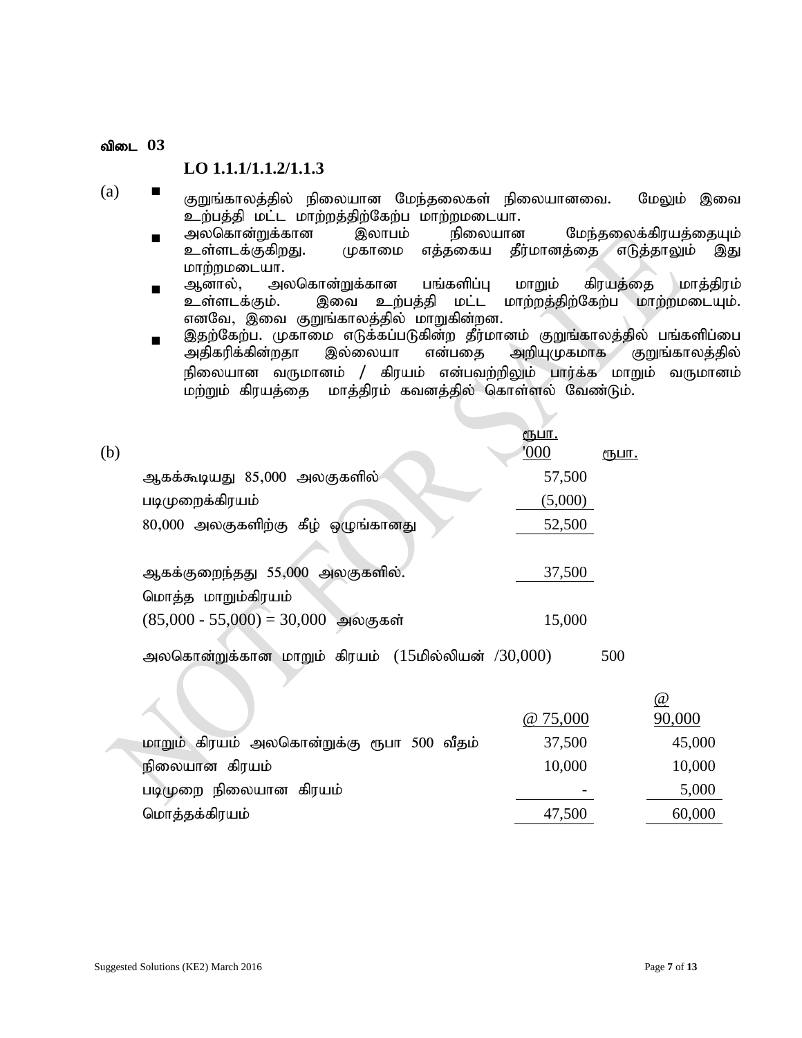**விடை 03**

**LO 1.1.1/1.1.2/1.1.3**

(a)

- குறுங்காலத்தில் நிலையான மேந்தலைகள் நிலையானவை. மேலும் இவை உற்பத்தி மட்ட மாற்றத்திற்கேற்ப மாற்றமடையா.
- அலகொன்றுக்கான இலாபம் நிலையான மேந்தலைக்கிரயத்தையும் உள்ளடக்குகிறது. முகாமை எத்தகைய தீர்மானத்தை எடுத்தாலும் இது மாற்றமடையா.
- ஆனால், அலகொன்றுக்கான பங்களிப்பு மாறும் கிரயத்தை மாத்திரம் உள்ளடக்கும். இவை உற்பத்தி மட்ட மாற்றத்திற்கேற்ப மாற்றமடையும். எனவே, இவை குறுங்காலத்தில் மாறுகின்றன.
- இதற்கேற்ப. முகாமை எடுக்கப்படுகின்ற தீர்மானம் குறுங்காலத்தில் பங்களிப்பை அதிகரிக்கின்றதா இல்லையா என்பதை அறியுமுகமாக குறுங்காலத்தில் நிலையான வருமானம் / கிரயம் என்பவற்றிலும் பார்க்க மாறும் வருமானம் மற்றும் கிரயத்தை மாத்திரம் கவனத்தில் கொள்ளல் வேண்டும்.

(b)

| | ரூபா. '000 | ரூபா. |
|---|---|---|
| ஆகக்கூடியது 85,000 அலகுகளில் | 57,500 | |
| படிமுறைக்கிரயம் | (5,000) | |
| 80,000 அலகுகளிற்கு கீழ் ஒழுங்கானது | 52,500 | |
| | | |
| ஆகக்குறைந்தது 55,000 அலகுகளில். | 37,500 | |
| மொத்த மாறும்கிரயம் | | |
| (85,000 - 55,000) = 30,000 அலகுகள் | 15,000 | |
| அலகொன்றுக்கான மாறும் கிரயம் (15மில்லியன் /30,000) | | 500 |

| | @ 75,000 | @ 90,000 |
|---|---|---|
| மாறும் கிரயம் அலகொன்றுக்கு ரூபா 500 வீதம் | 37,500 | 45,000 |
| நிலையான கிரயம் | 10,000 | 10,000 |
| படிமுறை நிலையான கிரயம் | - | 5,000 |
| மொத்தக்கிரயம் | 47,500 | 60,000 |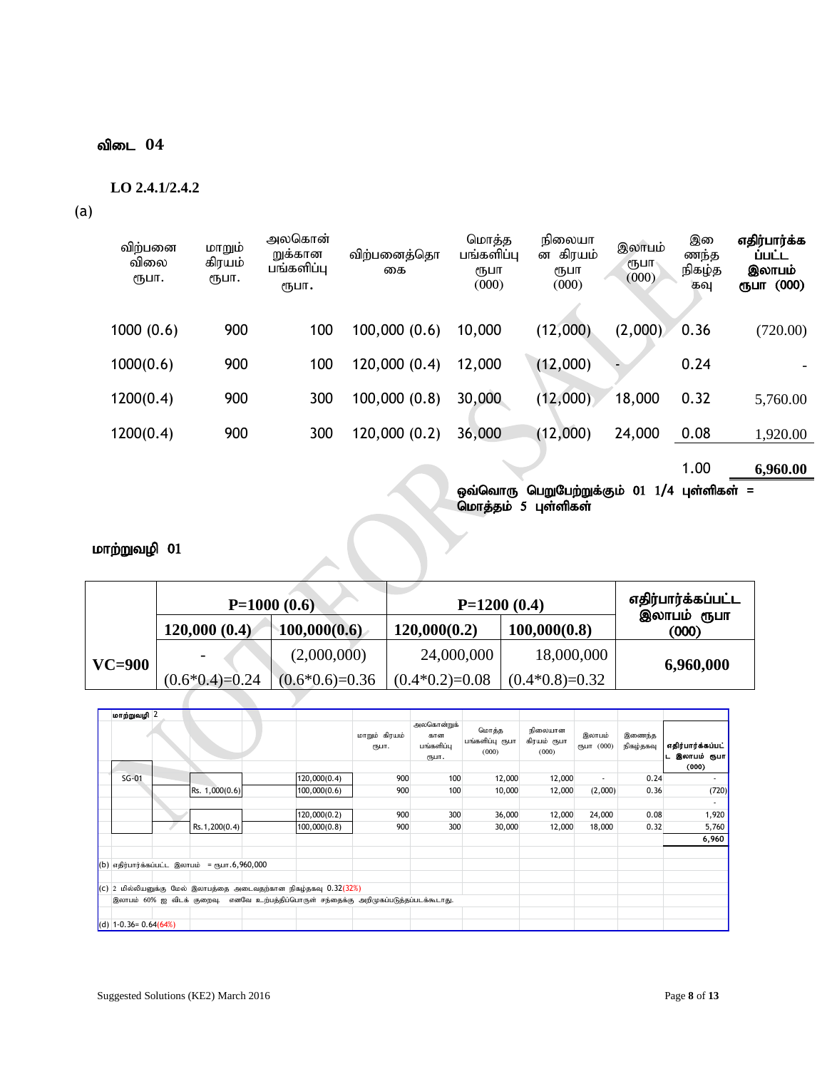# விடை 04

**LO 2.4.1/2.4.2**

(a)

| விற்பனை விலை ரூபா. | மாறும் கிரயம் ரூபா. | அலகொன்றுக்கான பங்களிப்பு ரூபா. | விற்பனைத்தொகை | மொத்த பங்களிப்பு ரூபா (000) | நிலையான கிரயம் ரூபா (000) | இலாபம் ரூபா (000) | இணைந்த நிகழ்தகவு | எதிர்பார்க்கப்பட்ட இலாபம் ரூபா (000) |
|---|---|---|---|---|---|---|---|---|
| 1000 (0.6) | 900 | 100 | 100,000 (0.6) | 10,000 | (12,000) | (2,000) | 0.36 | (720.00) |
| 1000(0.6) | 900 | 100 | 120,000 (0.4) | 12,000 | (12,000) | - | 0.24 | - |
| 1200(0.4) | 900 | 300 | 100,000 (0.8) | 30,000 | (12,000) | 18,000 | 0.32 | 5,760.00 |
| 1200(0.4) | 900 | 300 | 120,000 (0.2) | 36,000 | (12,000) | 24,000 | 0.08 | 1,920.00 |
| | | | | | | | 1.00 | 6,960.00 |

**ஒவ்வொரு பெறுபேற்றுக்கும் 01 1/4 புள்ளிகள் = மொத்தம் 5 புள்ளிகள்**

**மாற்றுவழி 01**

| | P=1000 (0.6) | | P=1200 (0.4) | | எதிர்பார்க்கப்பட்ட இலாபம் ரூபா (000) |
|---|---|---|---|---|---|
| | 120,000 (0.4) | 100,000(0.6) | 120,000(0.2) | 100,000(0.8) | |
| VC=900 | - | (2,000,000) | 24,000,000 | 18,000,000 | 6,960,000 |
| | (0.6*0.4)=0.24 | (0.6*0.6)=0.36 | (0.4*0.2)=0.08 | (0.4*0.8)=0.32 | |

**மாற்றுவழி 2**

| | | | மாறும் கிரயம் ரூபா. | அலகொன்றுக்கான பங்களிப்பு ரூபா. | மொத்த பங்களிப்பு ரூபா (000) | நிலையான கிரயம் ரூபா (000) | இலாபம் ரூபா (000) | இணைந்த நிகழ்தகவு | எதிர்பார்க்கப்பட்ட இலாபம் ரூபா (000) |
|---|---|---|---|---|---|---|---|---|---|
| SG-01 | | 120,000(0.4) | 900 | 100 | 12,000 | 12,000 | - | 0.24 | - |
| | Rs. 1,000(0.6) | 100,000(0.6) | 900 | 100 | 10,000 | 12,000 | (2,000) | 0.36 | (720) |
| | | | | | | | | | - |
| | | 120,000(0.2) | 900 | 300 | 36,000 | 12,000 | 24,000 | 0.08 | 1,920 |
| | Rs.1,200(0.4) | 100,000(0.8) | 900 | 300 | 30,000 | 12,000 | 18,000 | 0.32 | 5,760 |
| | | | | | | | | | 6,960 |

(b) எதிர்பார்க்கப்பட்ட இலாபம் = ரூபா.6,960,000

(c) 2 மில்லியனுக்கு மேல் இலாபத்தை அடைவதற்கான நிகழ்தகவு 0.32(32%)
இலாபம் 60% ஐ விடக் குறைவு. எனவே உற்பத்திப்பொருள் சந்தைக்கு அறிமுகப்படுத்தப்படக்கூடாது.

(d) 1-0.36= 0.64(64%)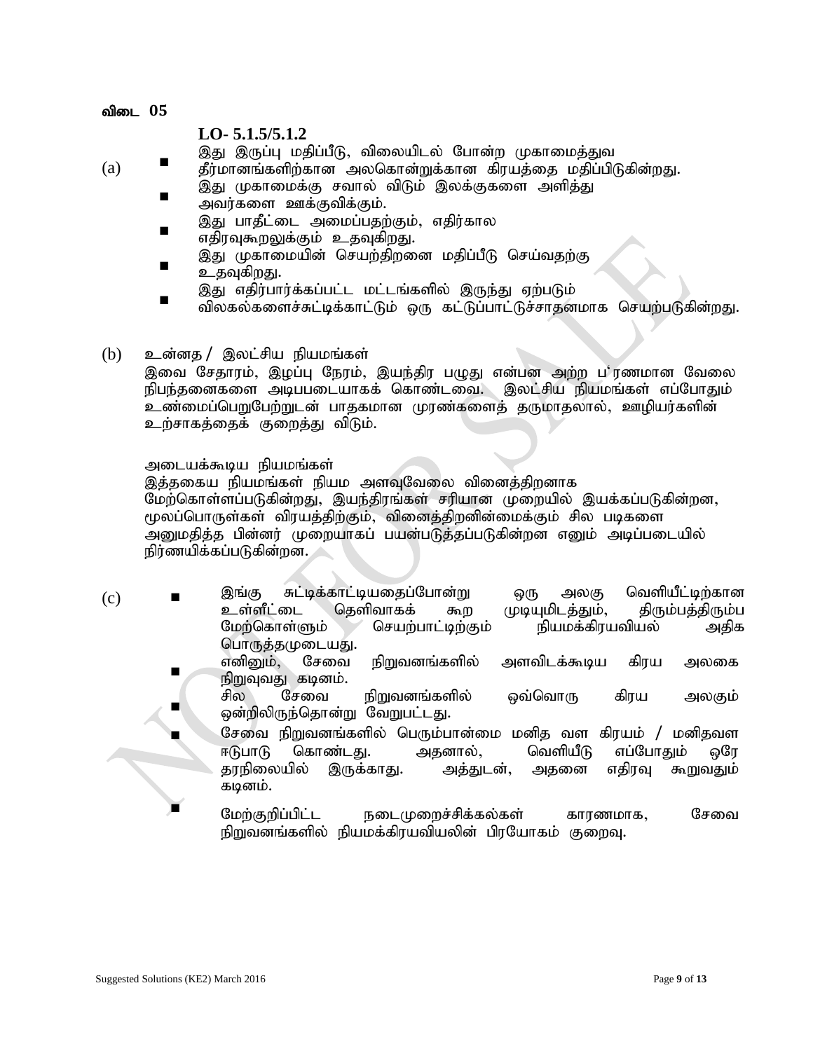**விடை 05**

**LO- 5.1.5/5.1.2**

(a)
- இது இருப்பு மதிப்பீடு, விலையிடல் போன்ற முகாமைத்துவ தீர்மானங்களிற்கான அலகொன்றுக்கான கிரயத்தை மதிப்பிடுகின்றது.
- இது முகாமைக்கு சவால் விடும் இலக்குகளை அளித்து அவர்களை ஊக்குவிக்கும்.
- இது பாதீட்டை அமைப்பதற்கும், எதிர்கால எதிரவுகூறலுக்கும் உதவுகிறது.
- இது முகாமையின் செயற்திறனை மதிப்பீடு செய்வதற்கு உதவுகிறது.
- இது எதிர்பார்க்கப்பட்ட மட்டங்களில் இருந்து ஏற்படும் விலகல்களைச்சுட்டிக்காட்டும் ஒரு கட்டுப்பாட்டுச்சாதனமாக செயற்படுகின்றது.

(b) உன்னத / இலட்சிய நியமங்கள்

இவை சேதாரம், இழப்பு நேரம், இயந்திர பழுது என்பன அற்ற ப'ரணமான வேலை நிபந்தனைகளை அடிபபடையாகக் கொண்டவை. இலட்சிய நியமங்கள் எப்போதும் உண்மைப்பெறுபேற்றுடன் பாதகமான முரண்களைத் தருமாதலால், ஊழியர்களின் உற்சாகத்தைக் குறைத்து விடும்.

அடையக்கூடிய நியமங்கள்

இத்தகைய நியமங்கள் நியம அளவுவேலை வினைத்திறனாக மேற்கொள்ளப்படுகின்றது, இயந்திரங்கள் சரியான முறையில் இயக்கப்படுகின்றன, மூலப்பொருள்கள் விரயத்திற்கும், வினைத்திறனின்மைக்கும் சில படிகளை அனுமதித்த பின்னர் முறையாகப் பயன்படுத்தப்படுகின்றன எனும் அடிப்படையில் நிர்ணயிக்கப்படுகின்றன.

(c)
- இங்கு சுட்டிக்காட்டியதைப்போன்று ஒரு அலகு வெளியீட்டிற்கான உள்ளீட்டை தெளிவாகக் கூற முடியுமிடத்தும், திரும்பத்திரும்ப மேற்கொள்ளும் செயற்பாட்டிற்கும் நியமக்கிரயவியல் அதிக பொருத்தமுடையது.
- எனினும், சேவை நிறுவனங்களில் அளவிடக்கூடிய கிரய அலகை நிறுவுவது கடினம்.
- சில சேவை நிறுவனங்களில் ஒவ்வொரு கிரய அலகும் ஒன்றிலிருந்தொன்று வேறுபட்டது.
- சேவை நிறுவனங்களில் பெரும்பான்மை மனித வள கிரயம் / மனிதவள ஈடுபாடு கொண்டது. அதனால், வெளியீடு எப்போதும் ஒரே தரநிலையில் இருக்காது. அத்துடன், அதனை எதிரவு கூறுவதும் கடினம்.
- மேற்குறிப்பிட்ட நடைமுறைச்சிக்கல்கள் காரணமாக, சேவை நிறுவனங்களில் நியமக்கிரயவியலின் பிரயோகம் குறைவு.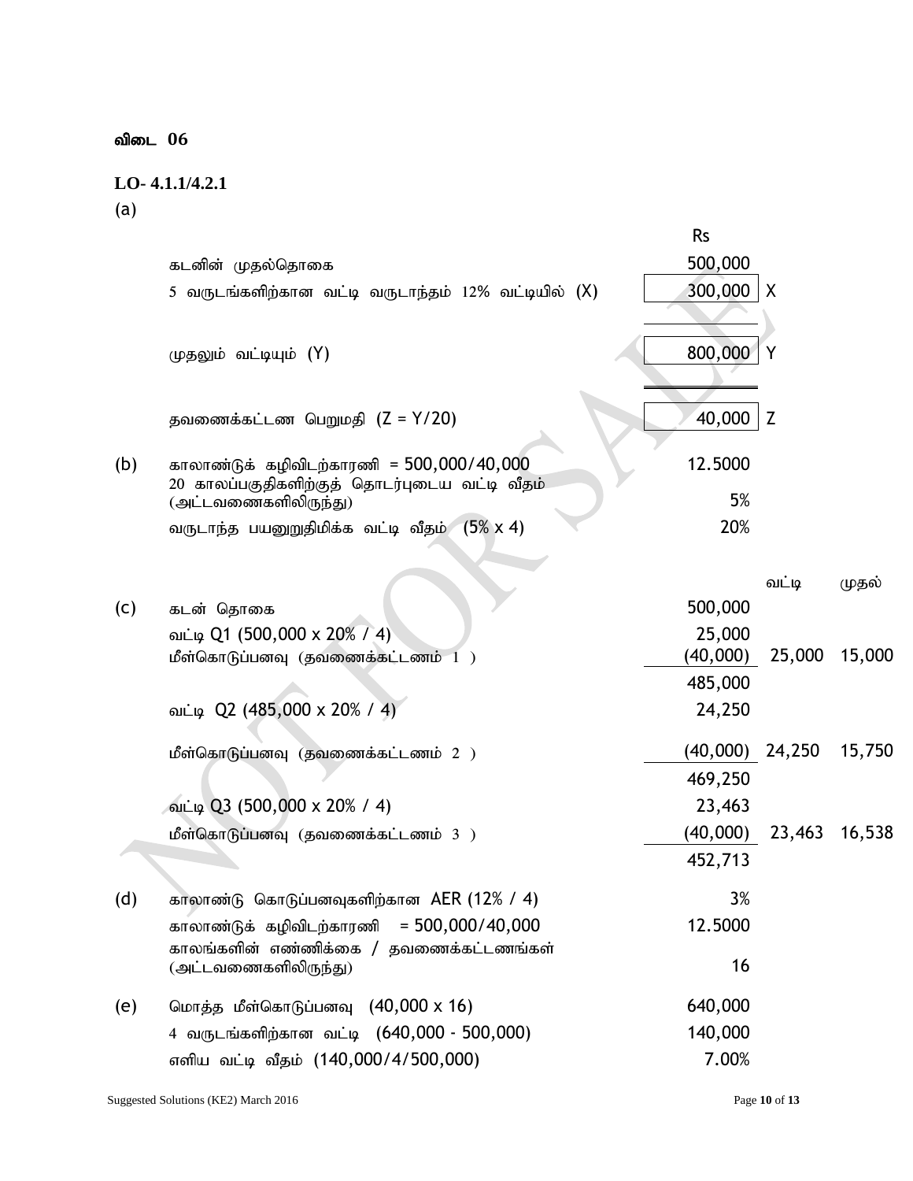**விடை 06**

**LO- 4.1.1/4.2.1**

(a)

| | | Rs | |
|---|---|---|---|
| | கடனின் முதல்தொகை | 500,000 | |
| | 5 வருடங்களிற்கான வட்டி வருடாந்தம் 12% வட்டியில் (X) | 300,000 | X |
| | முதலும் வட்டியும் (Y) | 800,000 | Y |
| | தவணைக்கட்டண பெறுமதி (Z = Y/20) | 40,000 | Z |
| (b) | காலாண்டுக் கழிவிடற்காரணி = 500,000/40,000 | 12.5000 | |
| | 20 காலப்பகுதிகளிற்குத் தொடர்புடைய வட்டி வீதம் (அட்டவணைகளிலிருந்து) | 5% | |
| | வருடாந்த பயனுறுதிமிக்க வட்டி வீதம் (5% x 4) | 20% | |

| | | | வட்டி | முதல் |
|---|---|---|---|---|
| (c) | கடன் தொகை | 500,000 | | |
| | வட்டி Q1 (500,000 x 20% / 4) | 25,000 | | |
| | மீள்கொடுப்பனவு (தவணைக்கட்டணம் 1 ) | (40,000) | 25,000 | 15,000 |
| | | 485,000 | | |
| | வட்டி Q2 (485,000 x 20% / 4) | 24,250 | | |
| | மீள்கொடுப்பனவு (தவணைக்கட்டணம் 2 ) | (40,000) | 24,250 | 15,750 |
| | | 469,250 | | |
| | வட்டி Q3 (500,000 x 20% / 4) | 23,463 | | |
| | மீள்கொடுப்பனவு (தவணைக்கட்டணம் 3 ) | (40,000) | 23,463 | 16,538 |
| | | 452,713 | | |

| | | |
|---|---|---|
| (d) | காலாண்டு கொடுப்பனவுகளிற்கான AER (12% / 4) | 3% |
| | காலாண்டுக் கழிவிடற்காரணி = 500,000/40,000 | 12.5000 |
| | காலங்களின் எண்ணிக்கை / தவணைக்கட்டணங்கள் (அட்டவணைகளிலிருந்து) | 16 |
| (e) | மொத்த மீள்கொடுப்பனவு (40,000 x 16) | 640,000 |
| | 4 வருடங்களிற்கான வட்டி (640,000 - 500,000) | 140,000 |
| | எளிய வட்டி வீதம் (140,000/4/500,000) | 7.00% |

Suggested Solutions (KE2) March 2016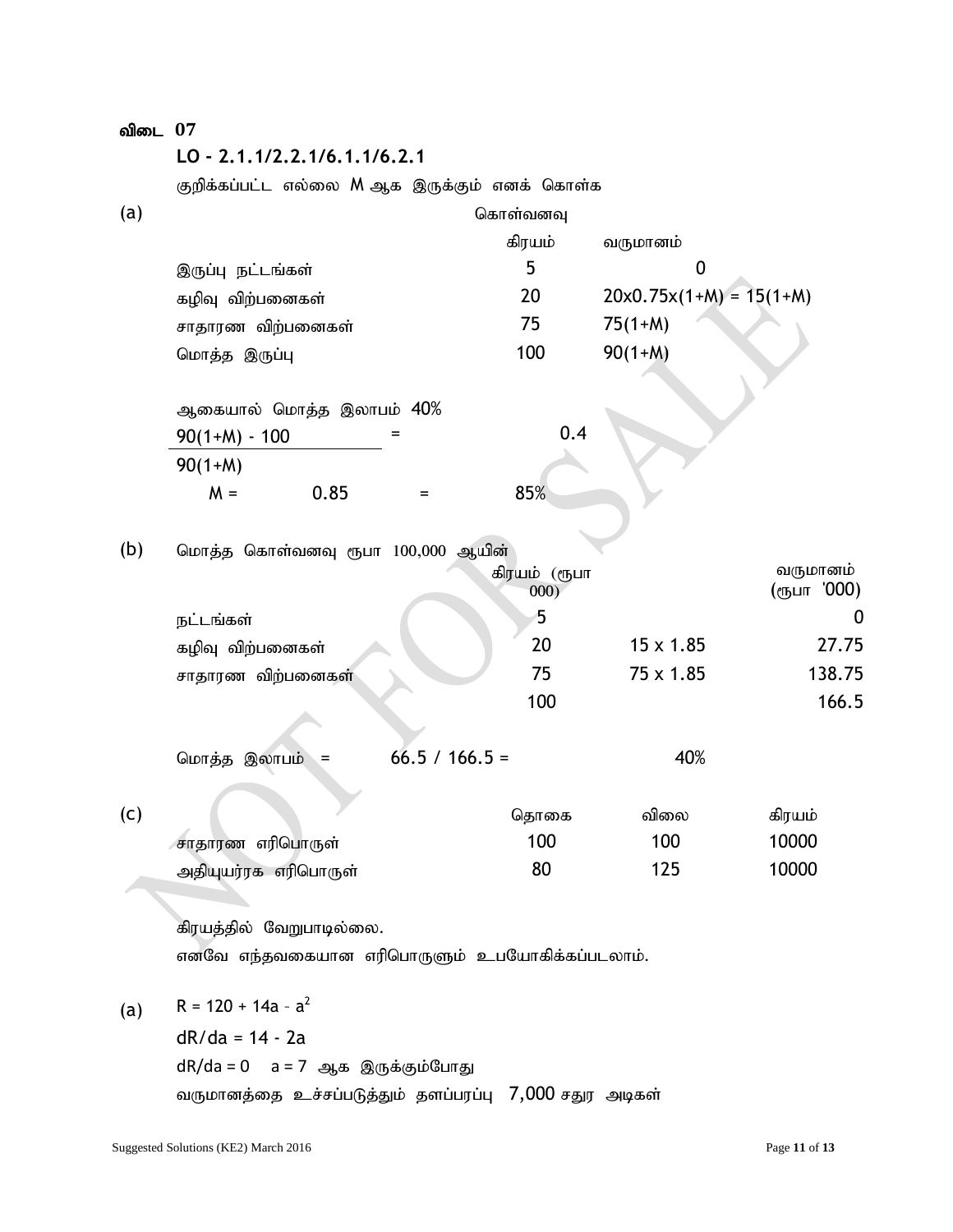**விடை 07**

**LO – 2.1.1/2.2.1/6.1.1/6.2.1**

குறிக்கப்பட்ட எல்லை M ஆக இருக்கும் எனக் கொள்க

(a)

| | கொள்வனவு | |
|---|---|---|
| | கிரயம் | வருமானம் |
| இருப்பு நட்டங்கள் | 5 | 0 |
| கழிவு விற்பனைகள் | 20 | 20x0.75x(1+M) = 15(1+M) |
| சாதாரண விற்பனைகள் | 75 | 75(1+M) |
| மொத்த இருப்பு | 100 | 90(1+M) |

ஆகையால் மொத்த இலாபம் 40%

$$\frac{90(1+M) - 100}{90(1+M)} = 0.4$$

M = 0.85 = 85%

(b) மொத்த கொள்வனவு ரூபா 100,000 ஆயின்

| | கிரயம் (ரூபா 000) | | வருமானம் (ரூபா '000) |
|---|---|---|---|
| நட்டங்கள் | 5 | | 0 |
| கழிவு விற்பனைகள் | 20 | 15 x 1.85 | 27.75 |
| சாதாரண விற்பனைகள் | 75 | 75 x 1.85 | 138.75 |
| | 100 | | 166.5 |

மொத்த இலாபம் = 66.5 / 166.5 = 40%

(c)

| | தொகை | விலை | கிரயம் |
|---|---|---|---|
| சாதாரண எரிபொருள் | 100 | 100 | 10000 |
| அதியுயர்ரக எரிபொருள் | 80 | 125 | 10000 |

கிரயத்தில் வேறுபாடில்லை.

எனவே எந்தவகையான எரிபொருளும் உபயோகிக்கப்படலாம்.

(a) $R = 120 + 14a - a^2$

$dR/da = 14 - 2a$

$dR/da = 0$ $a = 7$ ஆக இருக்கும்போது

வருமானத்தை உச்சப்படுத்தும் தளப்பரப்பு 7,000 சதுர அடிகள்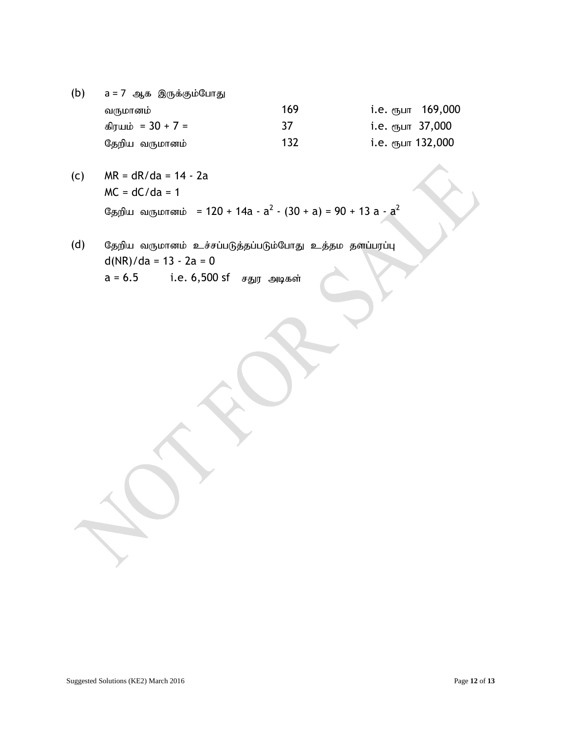(b) a = 7 ஆக இருக்கும்போது

| | | |
|---|---|---|
| வருமானம் | 169 | i.e. ரூபா 169,000 |
| கிரயம் = 30 + 7 = | 37 | i.e. ரூபா 37,000 |
| தேறிய வருமானம் | 132 | i.e. ரூபா 132,000 |

(c) $MR = dR/da = 14 - 2a$

$MC = dC/da = 1$

தேறிய வருமானம் $= 120 + 14a - a^2 - (30 + a) = 90 + 13a - a^2$

(d) தேறிய வருமானம் உச்சப்படுத்தப்படும்போது உத்தம தளப்பரப்பு

$d(NR)/da = 13 - 2a = 0$

$a = 6.5$ i.e. 6,500 sf சதுர அடிகள்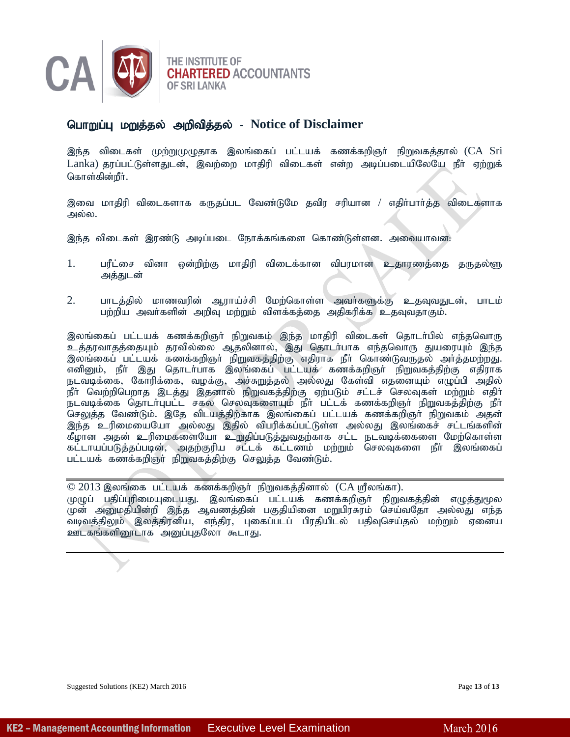## பொறுப்பு மறுத்தல் அறிவித்தல் - Notice of Disclaimer

இந்த விடைகள் முற்றுமுழுதாக இலங்கைப் பட்டயக் கணக்கறிஞர் நிறுவகத்தால் (CA Sri Lanka) தரப்பட்டுள்ளதுடன், இவற்றை மாதிரி விடைகள் என்ற அடிப்படையிலேயே நீர் ஏற்றுக் கொள்கின்றீர்.

இவை மாதிரி விடைகளாக கருதப்பட வேண்டுமே தவிர சரியான / எதிர்பார்த்த விடைகளாக அல்ல.

இந்த விடைகள் இரண்டு அடிப்படை நோக்கங்களை கொண்டுள்ளன. அவையாவன:

1. பரீட்சை வினா ஒன்றிற்கு மாதிரி விடைக்கான விபரமான உதாரணத்தை தருதல்ளு அத்துடன்

2. பாடத்தில் மாணவரின் ஆராய்ச்சி மேற்கொள்ள அவர்களுக்கு உதவுவதுடன், பாடம் பற்றிய அவர்களின் அறிவு மற்றும் விளக்கத்தை அதிகரிக்க உதவுவதாகும்.

இலங்கைப் பட்டயக் கணக்கறிஞர் நிறுவகம் இந்த மாதிரி விடைகள் தொடர்பில் எந்தவொரு உத்தரவாதத்தையும் தரவில்லை ஆதலினால், இது தொடர்பாக எந்தவொரு துயரையும் இந்த இலங்கைப் பட்டயக் கணக்கறிஞர் நிறுவகத்திற்கு எதிராக நீர் கொண்டுவருதல் அர்த்தமற்றது. எனினும், நீர் இது தொடர்பாக இலங்கைப் பட்டயக் கணக்கறிஞர் நிறுவகத்திற்கு எதிராக நடவடிக்கை, கோரிக்கை, வழக்கு, அச்சுறுத்தல் அல்லது கேள்வி எதனையும் எழுப்பி அதில் நீர் வெற்றிபெறாத இடத்து இதனால் நிறுவகத்திற்கு ஏற்படும் சட்டச் செலவுகள் மற்றும் எதிர் நடவடிக்கை தொடர்புபட்ட சகல செலவுகளையும் நீர் பட்டக் கணக்கறிஞர் நிறுவகத்திற்கு நீர் செலுத்த வேண்டும். இதே விடயத்திற்காக இலங்கைப் பட்டயக் கணக்கறிஞர் நிறுவகம் அதன் இந்த உரிமையையோ அல்லது இதில் விபரிக்கப்பட்டுள்ள அல்லது இலங்கைச் சட்டங்களின் கீழான அதன் உரிமைகளையோ உறுதிப்படுத்துவதற்காக சட்ட நடவடிக்கைகளை மேற்கொள்ள கட்டாயப்படுத்தப்படின், அதற்குரிய சட்டக் கட்டணம் மற்றும் செலவுகளை நீர் இலங்கைப் பட்டயக் கணக்கறிஞர் நிறுவகத்திற்கு செலுத்த வேண்டும்.

---

© 2013 இலங்கை பட்டயக் கணக்கறிஞர் நிறுவகத்தினால் (CA ஸ்ரீலங்கா).
முழுப் பதிப்புரிமையுடையது. இலங்கைப் பட்டயக் கணக்கறிஞர் நிறுவகத்தின் எழுத்துமூல முன் அனுமதியின்றி இந்த ஆவணத்தின் பகுதியினை மறுபிரசுரம் செய்வதோ அல்லது எந்த வடிவத்திலும் இலத்திரனிய, எந்திர, புகைப்படப் பிரதியிடல் பதிவுசெய்தல் மற்றும் ஏனைய ஊடகங்களினூடாக அனுப்புதலோ கூடாது.

---